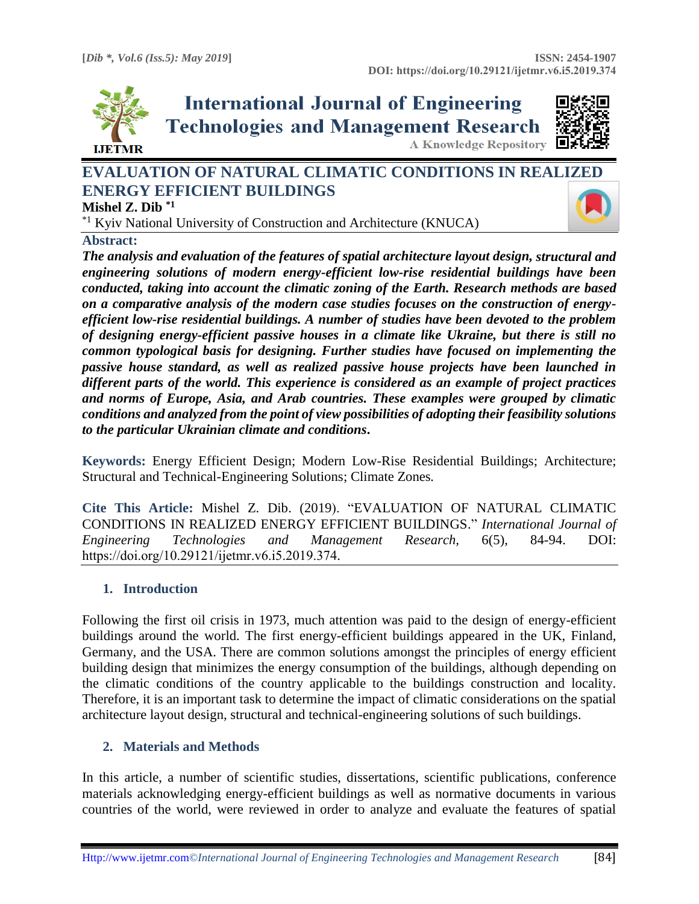# EVALUATION OF NATURAL CLIMATIC CONDITIONS IN REALIZED ENERGY EFFICIENT BUILDINGS

**Mishel Z. Dib** [*1]

[*1] Kyiv National University of Construction and Architecture (KNUCA)

**Abstract:**

***The analysis and evaluation of the features of spatial architecture layout design, structural and engineering solutions of modern energy-efficient low-rise residential buildings have been conducted, taking into account the climatic zoning of the Earth. Research methods are based on a comparative analysis of the modern case studies focuses on the construction of energy-efficient low-rise residential buildings. A number of studies have been devoted to the problem of designing energy-efficient passive houses in a climate like Ukraine, but there is still no common typological basis for designing. Further studies have focused on implementing the passive house standard, as well as realized passive house projects have been launched in different parts of the world. This experience is considered as an example of project practices and norms of Europe, Asia, and Arab countries. These examples were grouped by climatic conditions and analyzed from the point of view possibilities of adopting their feasibility solutions to the particular Ukrainian climate and conditions.***

**Keywords:** Energy Efficient Design; Modern Low-Rise Residential Buildings; Architecture; Structural and Technical-Engineering Solutions; Climate Zones.

**Cite This Article:** Mishel Z. Dib. (2019). "EVALUATION OF NATURAL CLIMATIC CONDITIONS IN REALIZED ENERGY EFFICIENT BUILDINGS." *International Journal of Engineering Technologies and Management Research,* 6(5), 84-94. DOI: https://doi.org/10.29121/ijetmr.v6.i5.2019.374.

## 1. Introduction

Following the first oil crisis in 1973, much attention was paid to the design of energy-efficient buildings around the world. The first energy-efficient buildings appeared in the UK, Finland, Germany, and the USA. There are common solutions amongst the principles of energy efficient building design that minimizes the energy consumption of the buildings, although depending on the climatic conditions of the country applicable to the buildings construction and locality. Therefore, it is an important task to determine the impact of climatic considerations on the spatial architecture layout design, structural and technical-engineering solutions of such buildings.

## 2. Materials and Methods

In this article, a number of scientific studies, dissertations, scientific publications, conference materials acknowledging energy-efficient buildings as well as normative documents in various countries of the world, were reviewed in order to analyze and evaluate the features of spatial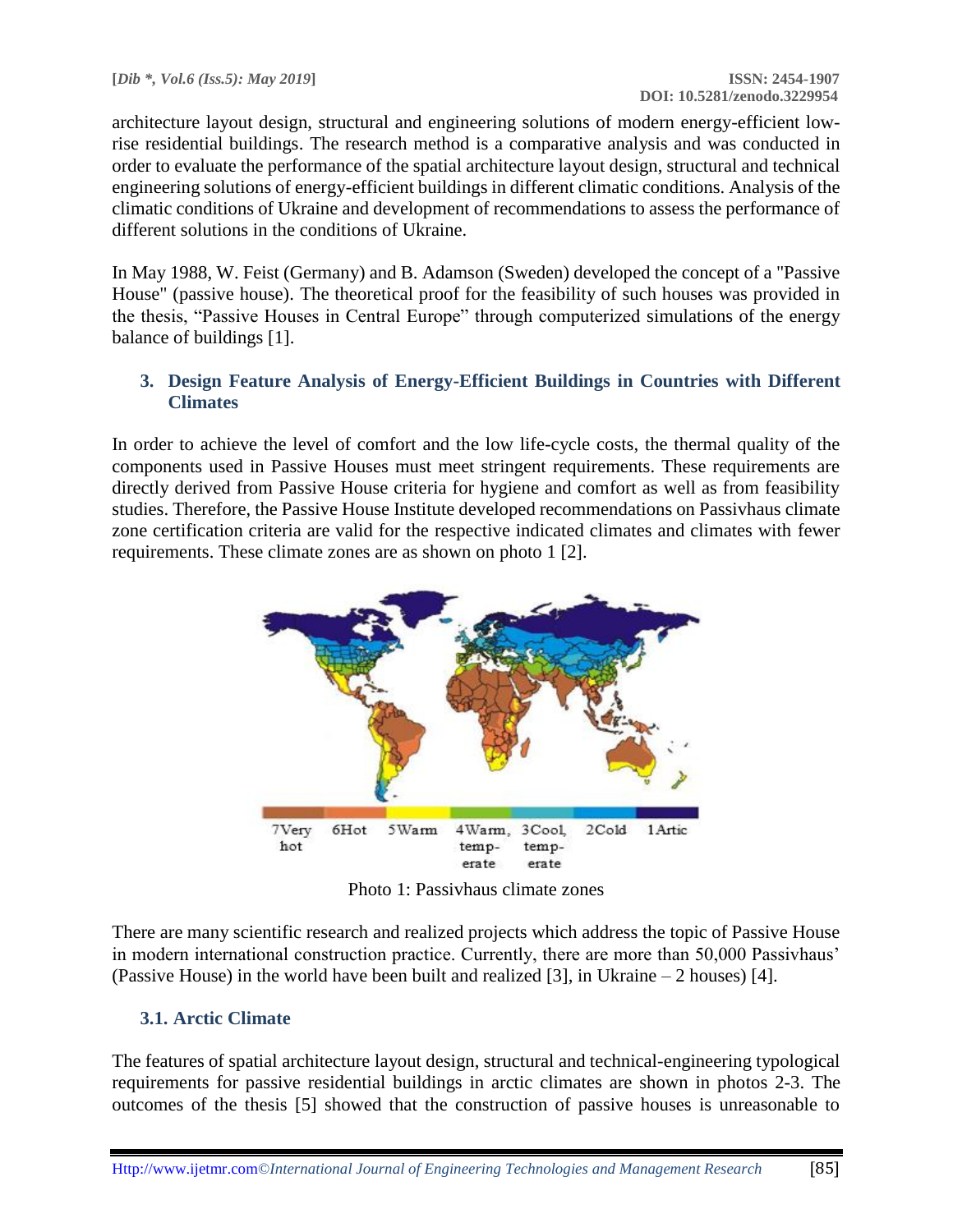architecture layout design, structural and engineering solutions of modern energy-efficient low-rise residential buildings. The research method is a comparative analysis and was conducted in order to evaluate the performance of the spatial architecture layout design, structural and technical engineering solutions of energy-efficient buildings in different climatic conditions. Analysis of the climatic conditions of Ukraine and development of recommendations to assess the performance of different solutions in the conditions of Ukraine.

In May 1988, W. Feist (Germany) and B. Adamson (Sweden) developed the concept of a "Passive House" (passive house). The theoretical proof for the feasibility of such houses was provided in the thesis, "Passive Houses in Central Europe" through computerized simulations of the energy balance of buildings [1].

## 3. Design Feature Analysis of Energy-Efficient Buildings in Countries with Different Climates

In order to achieve the level of comfort and the low life-cycle costs, the thermal quality of the components used in Passive Houses must meet stringent requirements. These requirements are directly derived from Passive House criteria for hygiene and comfort as well as from feasibility studies. Therefore, the Passive House Institute developed recommendations on Passivhaus climate zone certification criteria are valid for the respective indicated climates and climates with fewer requirements. These climate zones are as shown on photo 1 [2].

7Very hot | 6Hot | 5Warm | 4Warm, temp-erate | 3Cool, temp-erate | 2Cold | 1Artic

Photo 1: Passivhaus climate zones

There are many scientific research and realized projects which address the topic of Passive House in modern international construction practice. Currently, there are more than 50,000 Passivhaus' (Passive House) in the world have been built and realized [3], in Ukraine – 2 houses) [4].

### 3.1. Arctic Climate

The features of spatial architecture layout design, structural and technical-engineering typological requirements for passive residential buildings in arctic climates are shown in photos 2-3. The outcomes of the thesis [5] showed that the construction of passive houses is unreasonable to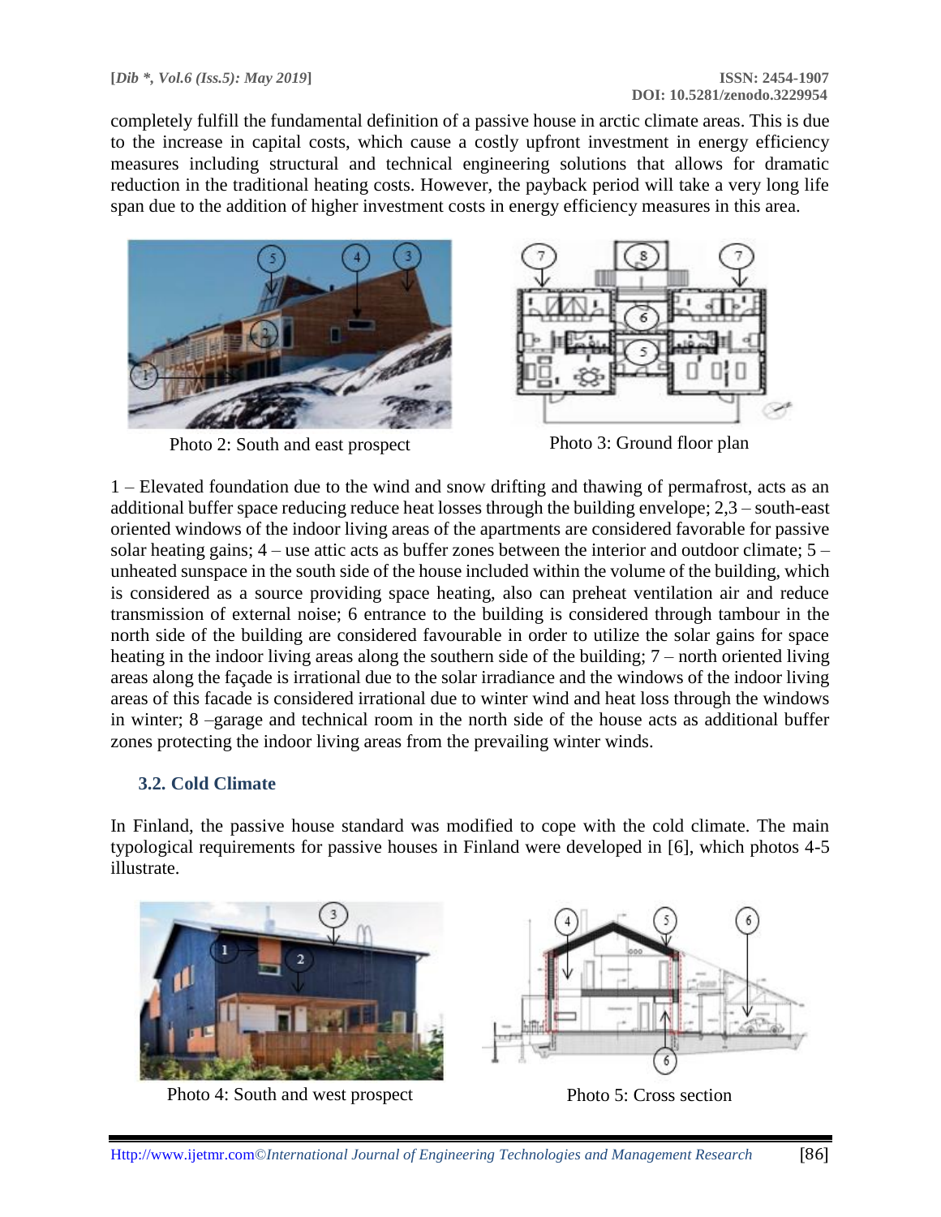completely fulfill the fundamental definition of a passive house in arctic climate areas. This is due to the increase in capital costs, which cause a costly upfront investment in energy efficiency measures including structural and technical engineering solutions that allows for dramatic reduction in the traditional heating costs. However, the payback period will take a very long life span due to the addition of higher investment costs in energy efficiency measures in this area.

Photo 2: South and east prospect

Photo 3: Ground floor plan

1 – Elevated foundation due to the wind and snow drifting and thawing of permafrost, acts as an additional buffer space reducing reduce heat losses through the building envelope; 2,3 – south-east oriented windows of the indoor living areas of the apartments are considered favorable for passive solar heating gains; 4 – use attic acts as buffer zones between the interior and outdoor climate; 5 – unheated sunspace in the south side of the house included within the volume of the building, which is considered as a source providing space heating, also can preheat ventilation air and reduce transmission of external noise; 6 entrance to the building is considered through tambour in the north side of the building are considered favourable in order to utilize the solar gains for space heating in the indoor living areas along the southern side of the building; 7 – north oriented living areas along the façade is irrational due to the solar irradiance and the windows of the indoor living areas of this facade is considered irrational due to winter wind and heat loss through the windows in winter; 8 –garage and technical room in the north side of the house acts as additional buffer zones protecting the indoor living areas from the prevailing winter winds.

### 3.2. Cold Climate

In Finland, the passive house standard was modified to cope with the cold climate. The main typological requirements for passive houses in Finland were developed in [6], which photos 4-5 illustrate.

Photo 4: South and west prospect

Photo 5: Cross section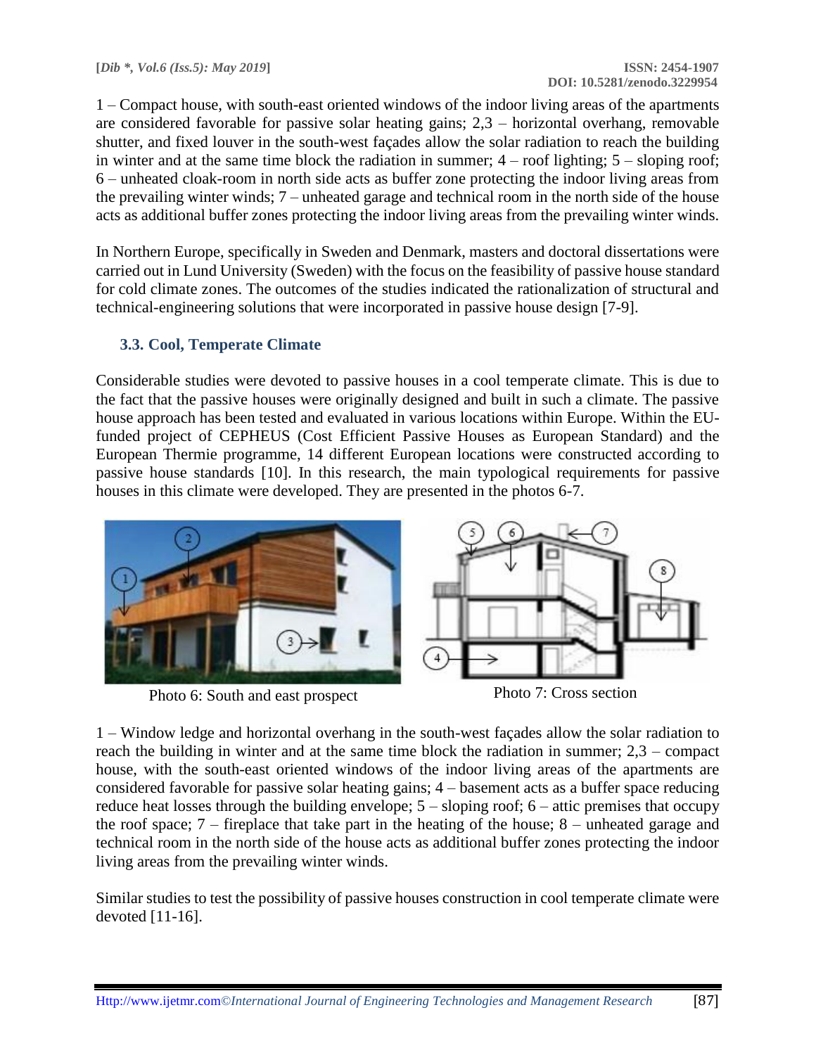1 – Compact house, with south-east oriented windows of the indoor living areas of the apartments are considered favorable for passive solar heating gains; 2,3 – horizontal overhang, removable shutter, and fixed louver in the south-west façades allow the solar radiation to reach the building in winter and at the same time block the radiation in summer; 4 – roof lighting; 5 – sloping roof; 6 – unheated cloak-room in north side acts as buffer zone protecting the indoor living areas from the prevailing winter winds; 7 – unheated garage and technical room in the north side of the house acts as additional buffer zones protecting the indoor living areas from the prevailing winter winds.

In Northern Europe, specifically in Sweden and Denmark, masters and doctoral dissertations were carried out in Lund University (Sweden) with the focus on the feasibility of passive house standard for cold climate zones. The outcomes of the studies indicated the rationalization of structural and technical-engineering solutions that were incorporated in passive house design [7-9].

### 3.3. Cool, Temperate Climate

Considerable studies were devoted to passive houses in a cool temperate climate. This is due to the fact that the passive houses were originally designed and built in such a climate. The passive house approach has been tested and evaluated in various locations within Europe. Within the EU-funded project of CEPHEUS (Cost Efficient Passive Houses as European Standard) and the European Thermie programme, 14 different European locations were constructed according to passive house standards [10]. In this research, the main typological requirements for passive houses in this climate were developed. They are presented in the photos 6-7.

Photo 6: South and east prospect

Photo 7: Cross section

1 – Window ledge and horizontal overhang in the south-west façades allow the solar radiation to reach the building in winter and at the same time block the radiation in summer; 2,3 – compact house, with the south-east oriented windows of the indoor living areas of the apartments are considered favorable for passive solar heating gains; 4 – basement acts as a buffer space reducing reduce heat losses through the building envelope; 5 – sloping roof; 6 – attic premises that occupy the roof space; 7 – fireplace that take part in the heating of the house; 8 – unheated garage and technical room in the north side of the house acts as additional buffer zones protecting the indoor living areas from the prevailing winter winds.

Similar studies to test the possibility of passive houses construction in cool temperate climate were devoted [11-16].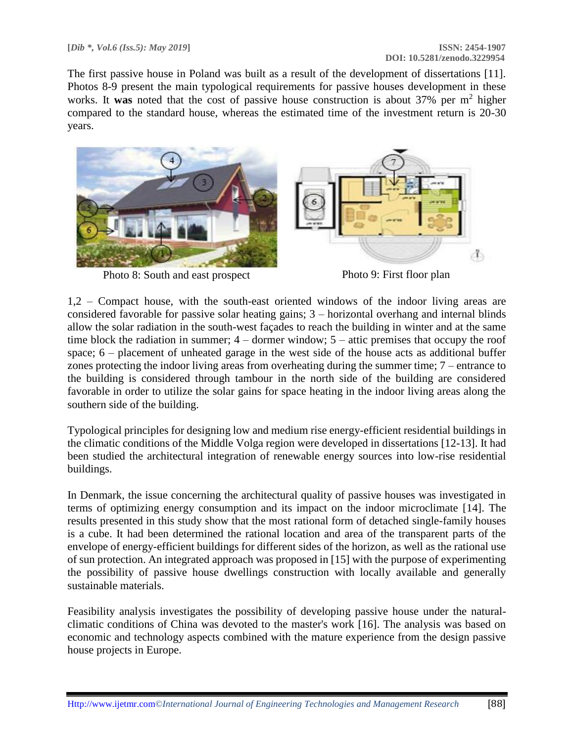The first passive house in Poland was built as a result of the development of dissertations [11]. Photos 8-9 present the main typological requirements for passive houses development in these works. It **was** noted that the cost of passive house construction is about 37% per $m^2$ higher compared to the standard house, whereas the estimated time of the investment return is 20-30 years.

Photo 8: South and east prospect

Photo 9: First floor plan

1,2 – Compact house, with the south-east oriented windows of the indoor living areas are considered favorable for passive solar heating gains; 3 – horizontal overhang and internal blinds allow the solar radiation in the south-west façades to reach the building in winter and at the same time block the radiation in summer; 4 – dormer window; 5 – attic premises that occupy the roof space; 6 – placement of unheated garage in the west side of the house acts as additional buffer zones protecting the indoor living areas from overheating during the summer time; 7 – entrance to the building is considered through tambour in the north side of the building are considered favorable in order to utilize the solar gains for space heating in the indoor living areas along the southern side of the building.

Typological principles for designing low and medium rise energy-efficient residential buildings in the climatic conditions of the Middle Volga region were developed in dissertations [12-13]. It had been studied the architectural integration of renewable energy sources into low-rise residential buildings.

In Denmark, the issue concerning the architectural quality of passive houses was investigated in terms of optimizing energy consumption and its impact on the indoor microclimate [14]. The results presented in this study show that the most rational form of detached single-family houses is a cube. It had been determined the rational location and area of the transparent parts of the envelope of energy-efficient buildings for different sides of the horizon, as well as the rational use of sun protection. An integrated approach was proposed in [15] with the purpose of experimenting the possibility of passive house dwellings construction with locally available and generally sustainable materials.

Feasibility analysis investigates the possibility of developing passive house under the natural-climatic conditions of China was devoted to the master's work [16]. The analysis was based on economic and technology aspects combined with the mature experience from the design passive house projects in Europe.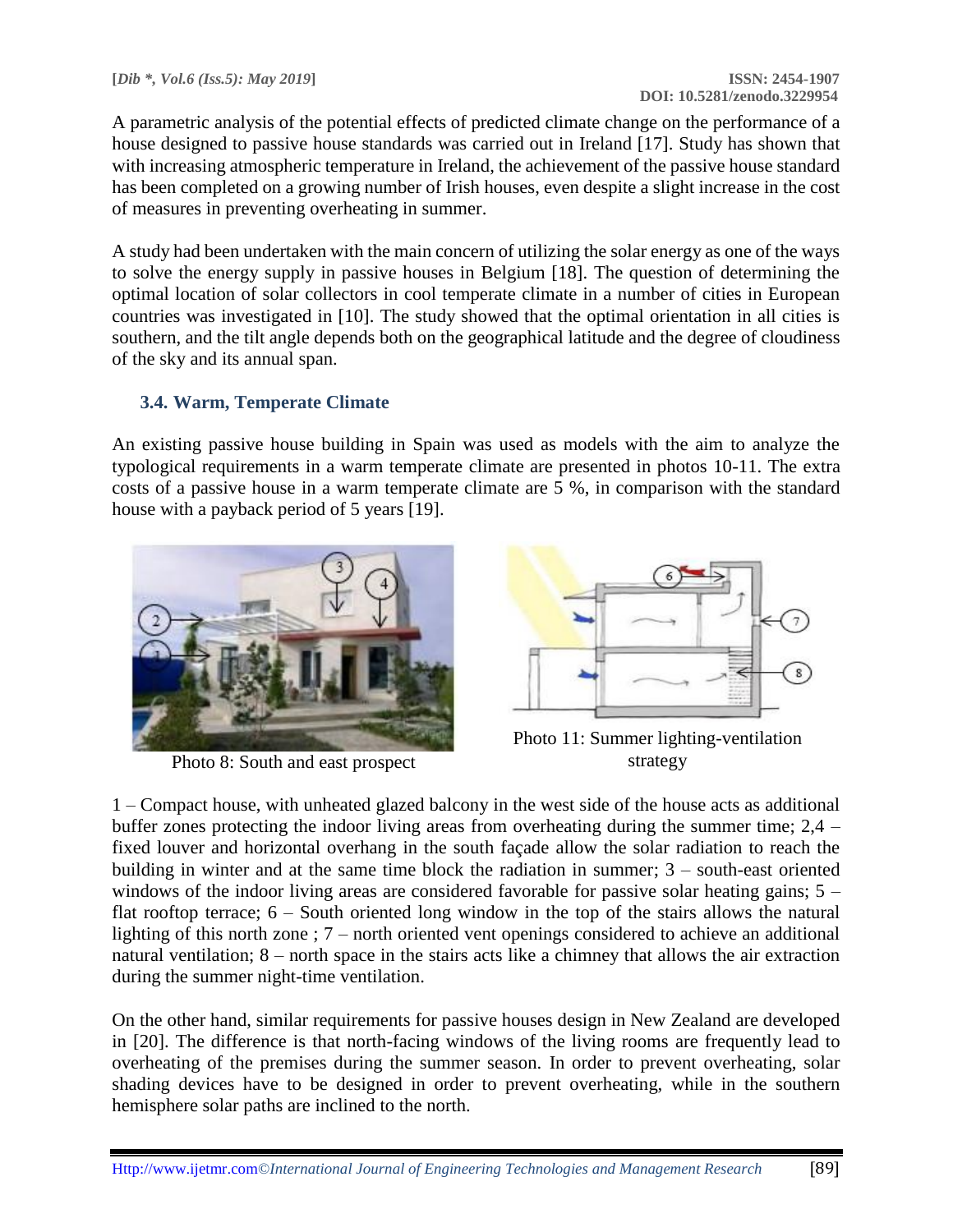A parametric analysis of the potential effects of predicted climate change on the performance of a house designed to passive house standards was carried out in Ireland [17]. Study has shown that with increasing atmospheric temperature in Ireland, the achievement of the passive house standard has been completed on a growing number of Irish houses, even despite a slight increase in the cost of measures in preventing overheating in summer.

A study had been undertaken with the main concern of utilizing the solar energy as one of the ways to solve the energy supply in passive houses in Belgium [18]. The question of determining the optimal location of solar collectors in cool temperate climate in a number of cities in European countries was investigated in [10]. The study showed that the optimal orientation in all cities is southern, and the tilt angle depends both on the geographical latitude and the degree of cloudiness of the sky and its annual span.

### 3.4. Warm, Temperate Climate

An existing passive house building in Spain was used as models with the aim to analyze the typological requirements in a warm temperate climate are presented in photos 10-11. The extra costs of a passive house in a warm temperate climate are 5 %, in comparison with the standard house with a payback period of 5 years [19].

Photo 8: South and east prospect

Photo 11: Summer lighting-ventilation strategy

1 – Compact house, with unheated glazed balcony in the west side of the house acts as additional buffer zones protecting the indoor living areas from overheating during the summer time; 2,4 – fixed louver and horizontal overhang in the south façade allow the solar radiation to reach the building in winter and at the same time block the radiation in summer; 3 – south-east oriented windows of the indoor living areas are considered favorable for passive solar heating gains; 5 – flat rooftop terrace; 6 – South oriented long window in the top of the stairs allows the natural lighting of this north zone ; 7 – north oriented vent openings considered to achieve an additional natural ventilation; 8 – north space in the stairs acts like a chimney that allows the air extraction during the summer night-time ventilation.

On the other hand, similar requirements for passive houses design in New Zealand are developed in [20]. The difference is that north-facing windows of the living rooms are frequently lead to overheating of the premises during the summer season. In order to prevent overheating, solar shading devices have to be designed in order to prevent overheating, while in the southern hemisphere solar paths are inclined to the north.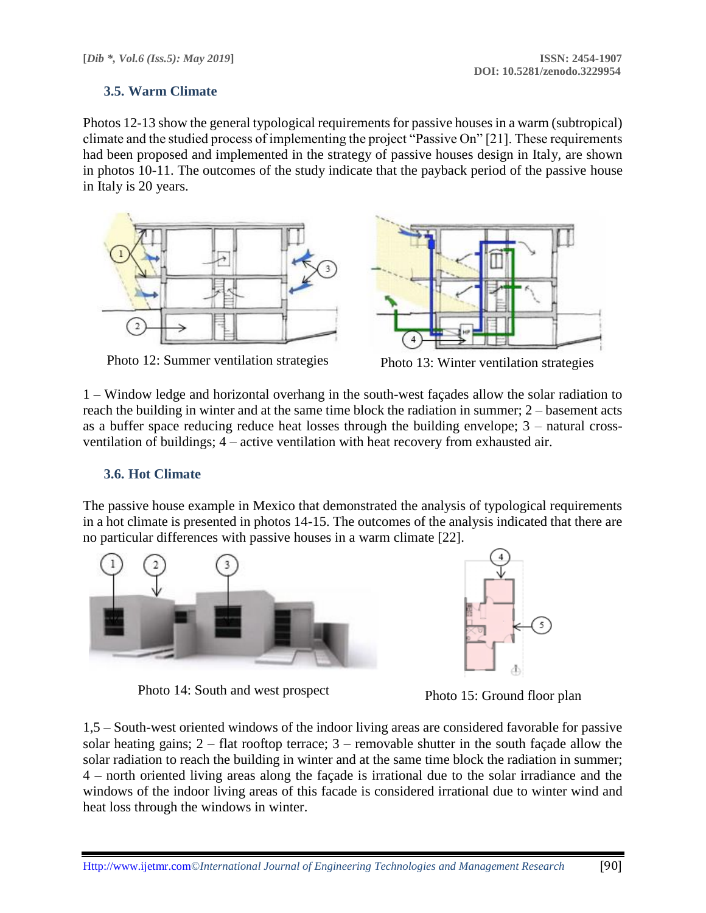### 3.5. Warm Climate

Photos 12-13 show the general typological requirements for passive houses in a warm (subtropical) climate and the studied process of implementing the project "Passive On" [21]. These requirements had been proposed and implemented in the strategy of passive houses design in Italy, are shown in photos 10-11. The outcomes of the study indicate that the payback period of the passive house in Italy is 20 years.

Photo 12: Summer ventilation strategies

Photo 13: Winter ventilation strategies

1 – Window ledge and horizontal overhang in the south-west façades allow the solar radiation to reach the building in winter and at the same time block the radiation in summer; 2 – basement acts as a buffer space reducing reduce heat losses through the building envelope; 3 – natural cross-ventilation of buildings; 4 – active ventilation with heat recovery from exhausted air.

### 3.6. Hot Climate

The passive house example in Mexico that demonstrated the analysis of typological requirements in a hot climate is presented in photos 14-15. The outcomes of the analysis indicated that there are no particular differences with passive houses in a warm climate [22].

Photo 14: South and west prospect

Photo 15: Ground floor plan

1,5 – South-west oriented windows of the indoor living areas are considered favorable for passive solar heating gains; 2 – flat rooftop terrace; 3 – removable shutter in the south façade allow the solar radiation to reach the building in winter and at the same time block the radiation in summer; 4 – north oriented living areas along the façade is irrational due to the solar irradiance and the windows of the indoor living areas of this facade is considered irrational due to winter wind and heat loss through the windows in winter.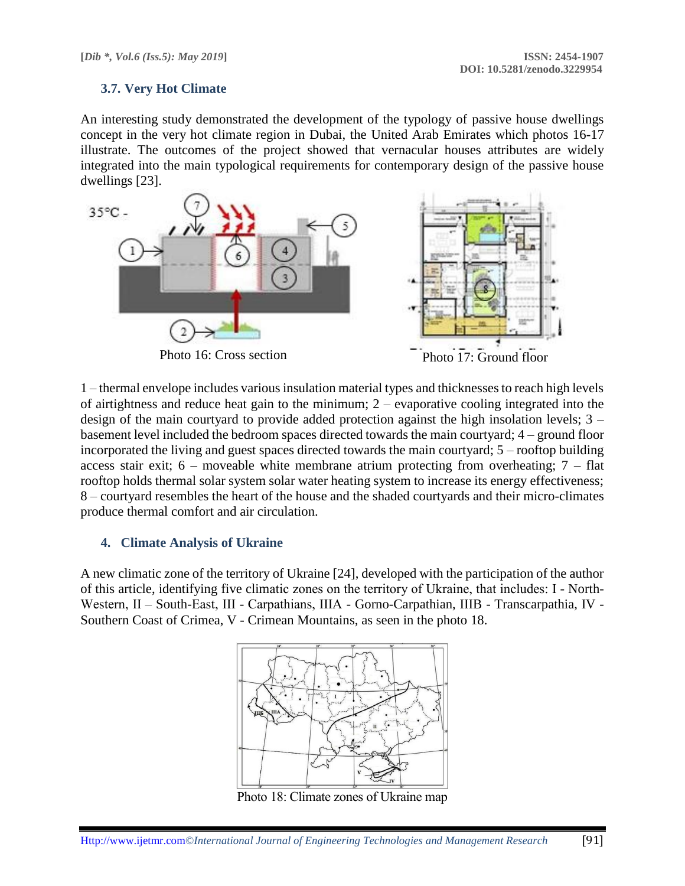### 3.7. Very Hot Climate

An interesting study demonstrated the development of the typology of passive house dwellings concept in the very hot climate region in Dubai, the United Arab Emirates which photos 16-17 illustrate. The outcomes of the project showed that vernacular houses attributes are widely integrated into the main typological requirements for contemporary design of the passive house dwellings [23].

Photo 16: Cross section

Photo 17: Ground floor

1 – thermal envelope includes various insulation material types and thicknesses to reach high levels of airtightness and reduce heat gain to the minimum; 2 – evaporative cooling integrated into the design of the main courtyard to provide added protection against the high insolation levels; 3 – basement level included the bedroom spaces directed towards the main courtyard; 4 – ground floor incorporated the living and guest spaces directed towards the main courtyard; 5 – rooftop building access stair exit; 6 – moveable white membrane atrium protecting from overheating; 7 – flat rooftop holds thermal solar system solar water heating system to increase its energy effectiveness; 8 – courtyard resembles the heart of the house and the shaded courtyards and their micro-climates produce thermal comfort and air circulation.

## 4. Climate Analysis of Ukraine

A new climatic zone of the territory of Ukraine [24], developed with the participation of the author of this article, identifying five climatic zones on the territory of Ukraine, that includes: I - North-Western, II – South-East, III - Carpathians, IIIA - Gorno-Carpathian, IIIB - Transcarpathia, IV - Southern Coast of Crimea, V - Crimean Mountains, as seen in the photo 18.

Photo 18: Climate zones of Ukraine map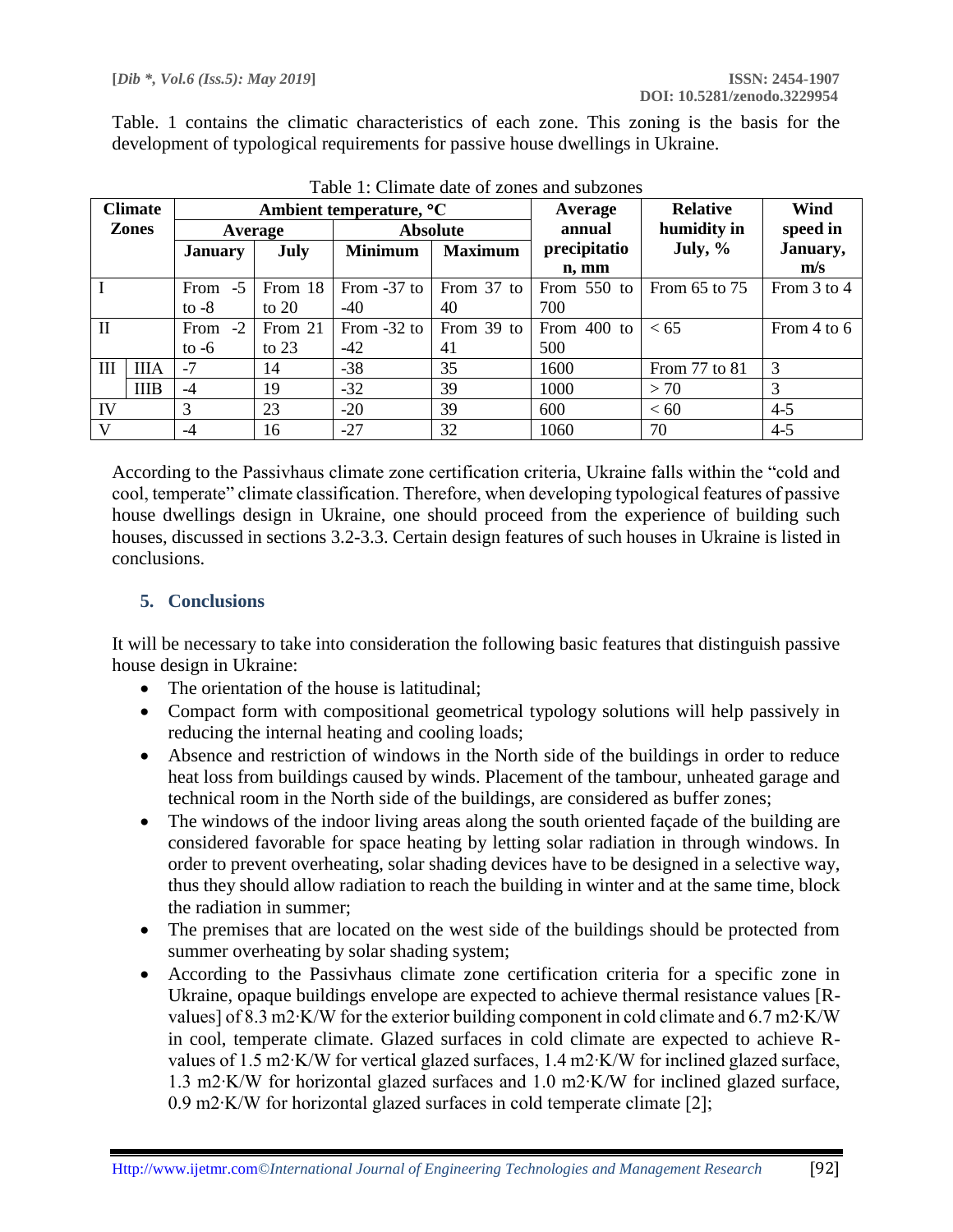Table. 1 contains the climatic characteristics of each zone. This zoning is the basis for the development of typological requirements for passive house dwellings in Ukraine.

Table 1: Climate date of zones and subzones

| Climate Zones | | Ambient temperature, °C | | | | Average annual precipitation, mm | Relative humidity in July, % | Wind speed in January, m/s |
|---|---|---|---|---|---|---|---|---|
| | | Average | | Absolute | | | | |
| | | January | July | Minimum | Maximum | | | |
| I | | From -5 to -8 | From 18 to 20 | From -37 to -40 | From 37 to 40 | From 550 to 700 | From 65 to 75 | From 3 to 4 |
| II | | From -2 to -6 | From 21 to 23 | From -32 to -42 | From 39 to 41 | From 400 to 500 | < 65 | From 4 to 6 |
| III | IIIA | -7 | 14 | -38 | 35 | 1600 | From 77 to 81 | 3 |
| | IIIB | -4 | 19 | -32 | 39 | 1000 | > 70 | 3 |
| IV | | 3 | 23 | -20 | 39 | 600 | < 60 | 4-5 |
| V | | -4 | 16 | -27 | 32 | 1060 | 70 | 4-5 |

According to the Passivhaus climate zone certification criteria, Ukraine falls within the "cold and cool, temperate" climate classification. Therefore, when developing typological features of passive house dwellings design in Ukraine, one should proceed from the experience of building such houses, discussed in sections 3.2-3.3. Certain design features of such houses in Ukraine is listed in conclusions.

## 5. Conclusions

It will be necessary to take into consideration the following basic features that distinguish passive house design in Ukraine:

- The orientation of the house is latitudinal;
- Compact form with compositional geometrical typology solutions will help passively in reducing the internal heating and cooling loads;
- Absence and restriction of windows in the North side of the buildings in order to reduce heat loss from buildings caused by winds. Placement of the tambour, unheated garage and technical room in the North side of the buildings, are considered as buffer zones;
- The windows of the indoor living areas along the south oriented façade of the building are considered favorable for space heating by letting solar radiation in through windows. In order to prevent overheating, solar shading devices have to be designed in a selective way, thus they should allow radiation to reach the building in winter and at the same time, block the radiation in summer;
- The premises that are located on the west side of the buildings should be protected from summer overheating by solar shading system;
- According to the Passivhaus climate zone certification criteria for a specific zone in Ukraine, opaque buildings envelope are expected to achieve thermal resistance values [R-values] of 8.3 m2·K/W for the exterior building component in cold climate and 6.7 m2·K/W in cool, temperate climate. Glazed surfaces in cold climate are expected to achieve R-values of 1.5 m2·K/W for vertical glazed surfaces, 1.4 m2·K/W for inclined glazed surface, 1.3 m2·K/W for horizontal glazed surfaces and 1.0 m2·K/W for inclined glazed surface, 0.9 m2·K/W for horizontal glazed surfaces in cold temperate climate [2];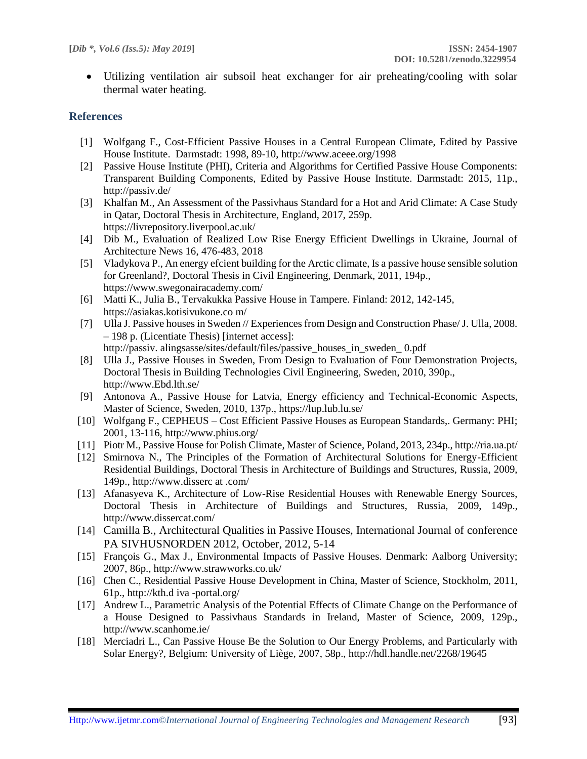- Utilizing ventilation air subsoil heat exchanger for air preheating/cooling with solar thermal water heating.

## References

[1] Wolfgang F., Cost-Efficient Passive Houses in a Central European Climate, Edited by Passive House Institute. Darmstadt: 1998, 89-10, http://www.aceee.org/1998

[2] Passive House Institute (PHI), Criteria and Algorithms for Certified Passive House Components: Transparent Building Components, Edited by Passive House Institute. Darmstadt: 2015, 11p., http://passiv.de/

[3] Khalfan M., An Assessment of the Passivhaus Standard for a Hot and Arid Climate: A Case Study in Qatar, Doctoral Thesis in Architecture, England, 2017, 259p. https://livrepository.liverpool.ac.uk/

[4] Dib M., Evaluation of Realized Low Rise Energy Efficient Dwellings in Ukraine, Journal of Architecture News 16, 476-483, 2018

[5] Vladykova P., An energy efcient building for the Arctic climate, Is a passive house sensible solution for Greenland?, Doctoral Thesis in Civil Engineering, Denmark, 2011, 194p., https://www.swegonairacademy.com/

[6] Matti K., Julia B., Tervakukka Passive House in Tampere. Finland: 2012, 142-145, https://asiakas.kotisivukone.co m/

[7] Ulla J. Passive houses in Sweden // Experiences from Design and Construction Phase/ J. Ulla, 2008. – 198 p. (Licentiate Thesis) [internet access]: http://passiv. alingsasse/sites/default/files/passive_houses_in_sweden_ 0.pdf

[8] Ulla J., Passive Houses in Sweden, From Design to Evaluation of Four Demonstration Projects, Doctoral Thesis in Building Technologies Civil Engineering, Sweden, 2010, 390p., http://www.Ebd.lth.se/

[9] Antonova A., Passive House for Latvia, Energy efficiency and Technical-Economic Aspects, Master of Science, Sweden, 2010, 137p., https://lup.lub.lu.se/

[10] Wolfgang F., CEPHEUS – Cost Efficient Passive Houses as European Standards,. Germany: PHI; 2001, 13-116, http://www.phius.org/

[11] Piotr M., Passive House for Polish Climate, Master of Science, Poland, 2013, 234p., http://ria.ua.pt/

[12] Smirnova N., The Principles of the Formation of Architectural Solutions for Energy-Efficient Residential Buildings, Doctoral Thesis in Architecture of Buildings and Structures, Russia, 2009, 149p., http://www.disserc at .com/

[13] Afanasyeva K., Architecture of Low-Rise Residential Houses with Renewable Energy Sources, Doctoral Thesis in Architecture of Buildings and Structures, Russia, 2009, 149p., http://www.dissercat.com/

[14] Camilla B., Architectural Qualities in Passive Houses, International Journal of conference PA SIVHUSNORDEN 2012, October, 2012, 5-14

[15] François G., Max J., Environmental Impacts of Passive Houses. Denmark: Aalborg University; 2007, 86p., http://www.strawworks.co.uk/

[16] Chen C., Residential Passive House Development in China, Master of Science, Stockholm, 2011, 61p., http://kth.d iva -portal.org/

[17] Andrew L., Parametric Analysis of the Potential Effects of Climate Change on the Performance of a House Designed to Passivhaus Standards in Ireland, Master of Science, 2009, 129p., http://www.scanhome.ie/

[18] Merciadri L., Can Passive House Be the Solution to Our Energy Problems, and Particularly with Solar Energy?, Belgium: University of Liège, 2007, 58p., http://hdl.handle.net/2268/19645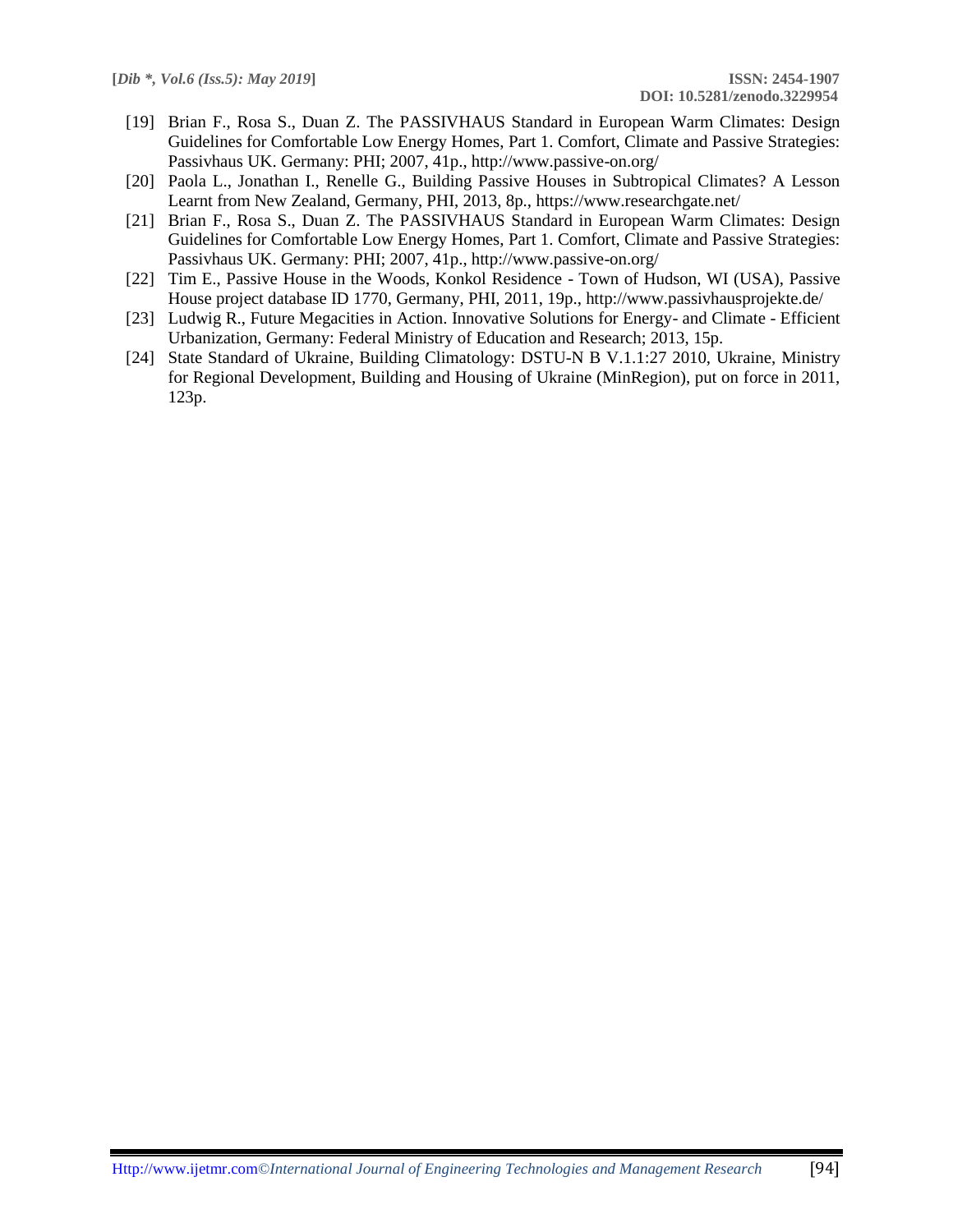[19] Brian F., Rosa S., Duan Z. The PASSIVHAUS Standard in European Warm Climates: Design Guidelines for Comfortable Low Energy Homes, Part 1. Comfort, Climate and Passive Strategies: Passivhaus UK. Germany: PHI; 2007, 41p., http://www.passive-on.org/

[20] Paola L., Jonathan I., Renelle G., Building Passive Houses in Subtropical Climates? A Lesson Learnt from New Zealand, Germany, PHI, 2013, 8p., https://www.researchgate.net/

[21] Brian F., Rosa S., Duan Z. The PASSIVHAUS Standard in European Warm Climates: Design Guidelines for Comfortable Low Energy Homes, Part 1. Comfort, Climate and Passive Strategies: Passivhaus UK. Germany: PHI; 2007, 41p., http://www.passive-on.org/

[22] Tim E., Passive House in the Woods, Konkol Residence - Town of Hudson, WI (USA), Passive House project database ID 1770, Germany, PHI, 2011, 19p., http://www.passivhausprojekte.de/

[23] Ludwig R., Future Megacities in Action. Innovative Solutions for Energy- and Climate - Efficient Urbanization, Germany: Federal Ministry of Education and Research; 2013, 15p.

[24] State Standard of Ukraine, Building Climatology: DSTU-N B V.1.1:27 2010, Ukraine, Ministry for Regional Development, Building and Housing of Ukraine (MinRegion), put on force in 2011, 123p.